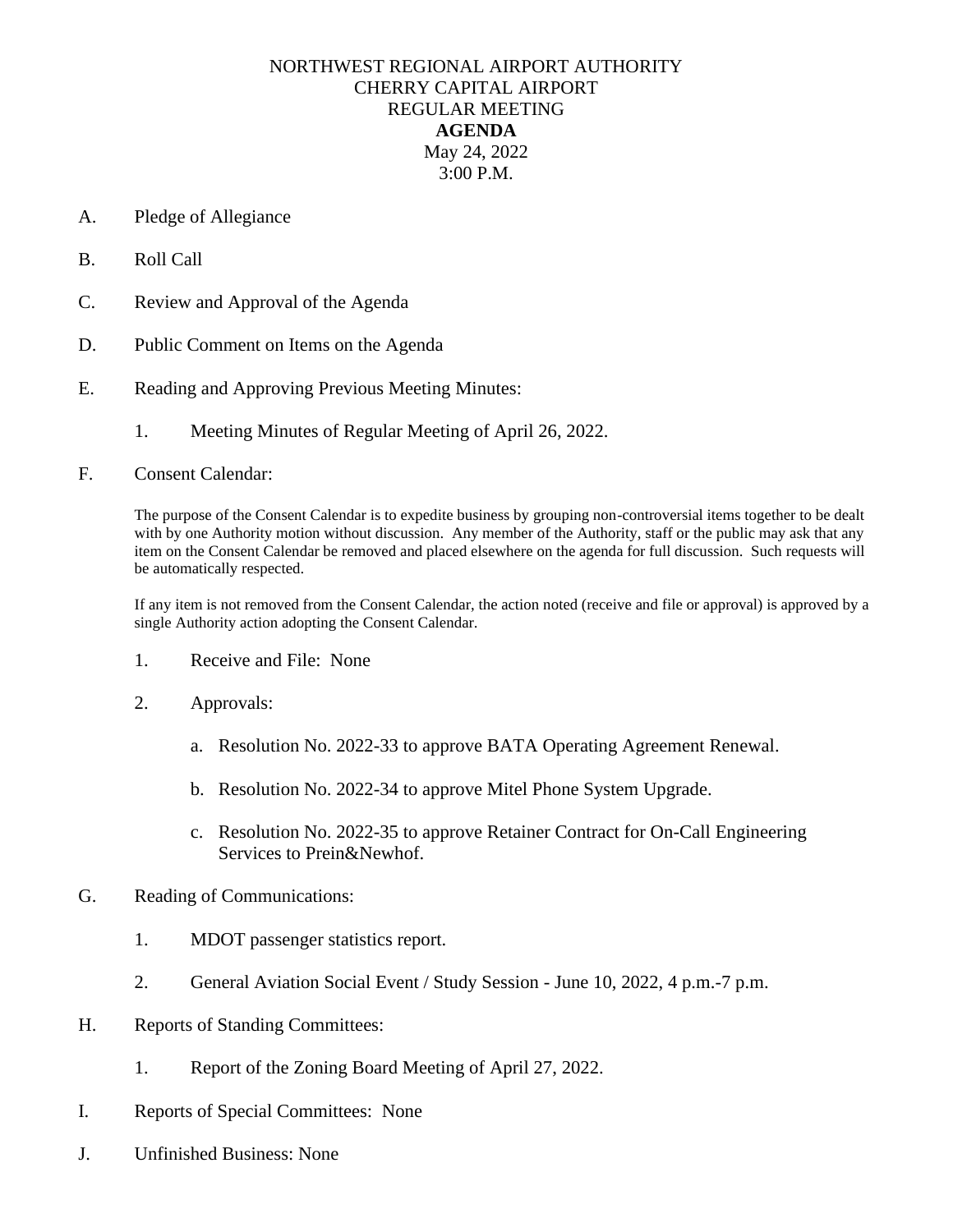# NORTHWEST REGIONAL AIRPORT AUTHORITY
## CHERRY CAPITAL AIRPORT
## REGULAR MEETING
## **AGENDA**
May 24, 2022
3:00 P.M.

A. Pledge of Allegiance

B. Roll Call

C. Review and Approval of the Agenda

D. Public Comment on Items on the Agenda

E. Reading and Approving Previous Meeting Minutes:

   1. Meeting Minutes of Regular Meeting of April 26, 2022.

F. Consent Calendar:

   The purpose of the Consent Calendar is to expedite business by grouping non-controversial items together to be dealt with by one Authority motion without discussion. Any member of the Authority, staff or the public may ask that any item on the Consent Calendar be removed and placed elsewhere on the agenda for full discussion. Such requests will be automatically respected.

   If any item is not removed from the Consent Calendar, the action noted (receive and file or approval) is approved by a single Authority action adopting the Consent Calendar.

   1. Receive and File: None

   2. Approvals:

      a. Resolution No. 2022-33 to approve BATA Operating Agreement Renewal.

      b. Resolution No. 2022-34 to approve Mitel Phone System Upgrade.

      c. Resolution No. 2022-35 to approve Retainer Contract for On-Call Engineering Services to Prein&Newhof.

G. Reading of Communications:

   1. MDOT passenger statistics report.

   2. General Aviation Social Event / Study Session - June 10, 2022, 4 p.m.-7 p.m.

H. Reports of Standing Committees:

   1. Report of the Zoning Board Meeting of April 27, 2022.

I. Reports of Special Committees: None

J. Unfinished Business: None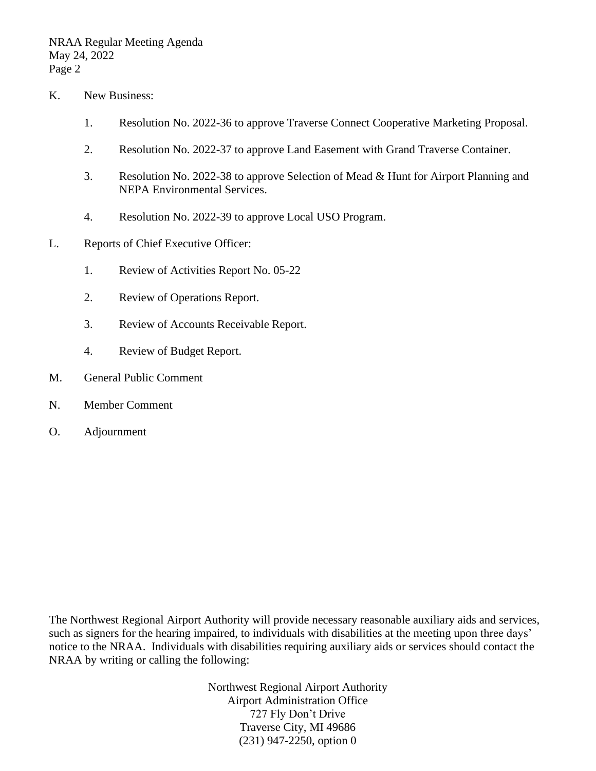K. New Business:

1. Resolution No. 2022-36 to approve Traverse Connect Cooperative Marketing Proposal.

2. Resolution No. 2022-37 to approve Land Easement with Grand Traverse Container.

3. Resolution No. 2022-38 to approve Selection of Mead & Hunt for Airport Planning and NEPA Environmental Services.

4. Resolution No. 2022-39 to approve Local USO Program.

L. Reports of Chief Executive Officer:

1. Review of Activities Report No. 05-22

2. Review of Operations Report.

3. Review of Accounts Receivable Report.

4. Review of Budget Report.

M. General Public Comment

N. Member Comment

O. Adjournment

The Northwest Regional Airport Authority will provide necessary reasonable auxiliary aids and services, such as signers for the hearing impaired, to individuals with disabilities at the meeting upon three days' notice to the NRAA. Individuals with disabilities requiring auxiliary aids or services should contact the NRAA by writing or calling the following:

Northwest Regional Airport Authority
Airport Administration Office
727 Fly Don't Drive
Traverse City, MI 49686
(231) 947-2250, option 0